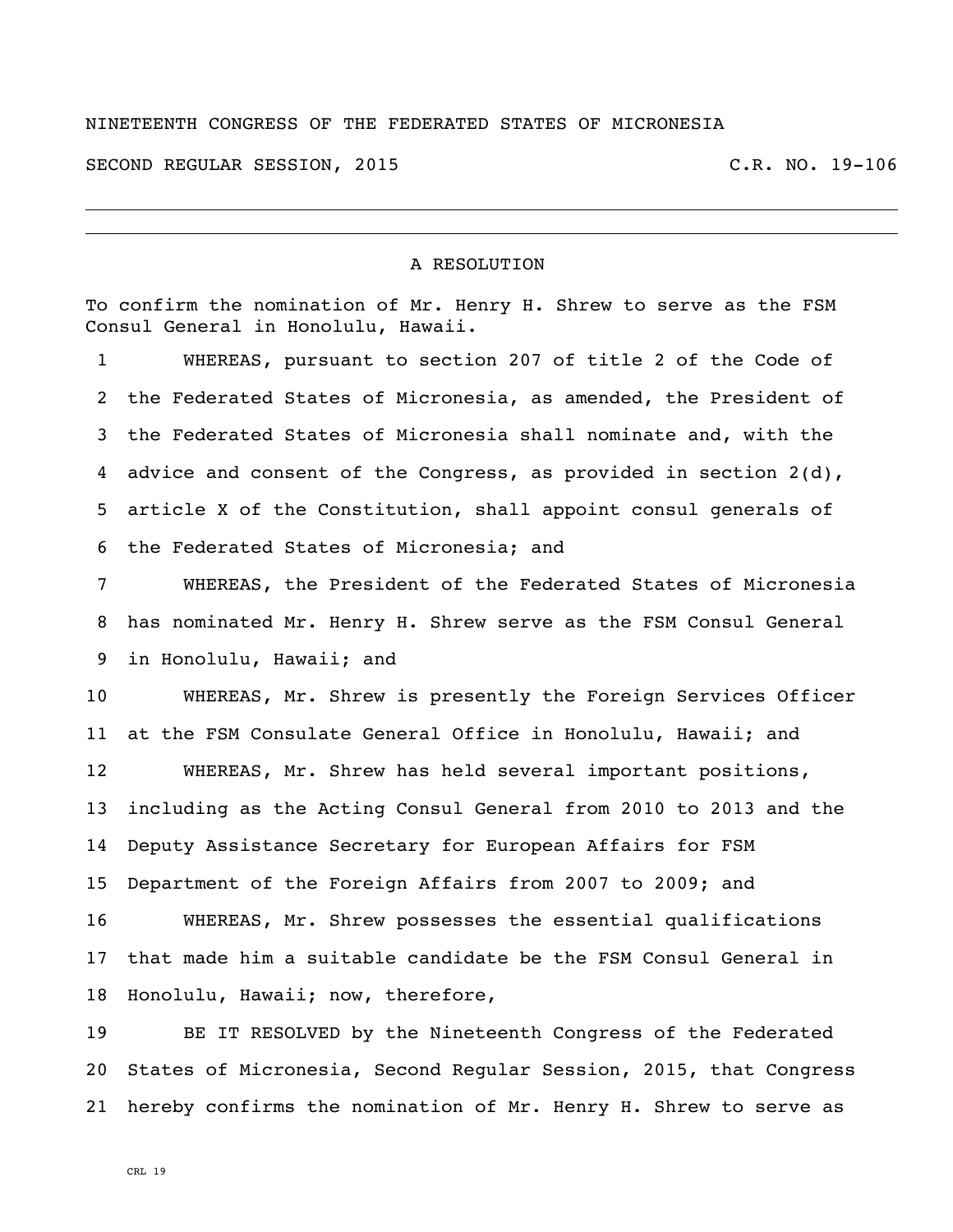NINETEENTH CONGRESS OF THE FEDERATED STATES OF MICRONESIA

SECOND REGULAR SESSION, 2015 C.R. NO. 19-106

---

A RESOLUTION

To confirm the nomination of Mr. Henry H. Shrew to serve as the FSM Consul General in Honolulu, Hawaii.

1 WHEREAS, pursuant to section 207 of title 2 of the Code of
2 the Federated States of Micronesia, as amended, the President of
3 the Federated States of Micronesia shall nominate and, with the
4 advice and consent of the Congress, as provided in section 2(d),
5 article X of the Constitution, shall appoint consul generals of
6 the Federated States of Micronesia; and

7 WHEREAS, the President of the Federated States of Micronesia
8 has nominated Mr. Henry H. Shrew serve as the FSM Consul General
9 in Honolulu, Hawaii; and

10 WHEREAS, Mr. Shrew is presently the Foreign Services Officer
11 at the FSM Consulate General Office in Honolulu, Hawaii; and

12 WHEREAS, Mr. Shrew has held several important positions,
13 including as the Acting Consul General from 2010 to 2013 and the
14 Deputy Assistance Secretary for European Affairs for FSM
15 Department of the Foreign Affairs from 2007 to 2009; and

16 WHEREAS, Mr. Shrew possesses the essential qualifications
17 that made him a suitable candidate be the FSM Consul General in
18 Honolulu, Hawaii; now, therefore,

19 BE IT RESOLVED by the Nineteenth Congress of the Federated
20 States of Micronesia, Second Regular Session, 2015, that Congress
21 hereby confirms the nomination of Mr. Henry H. Shrew to serve as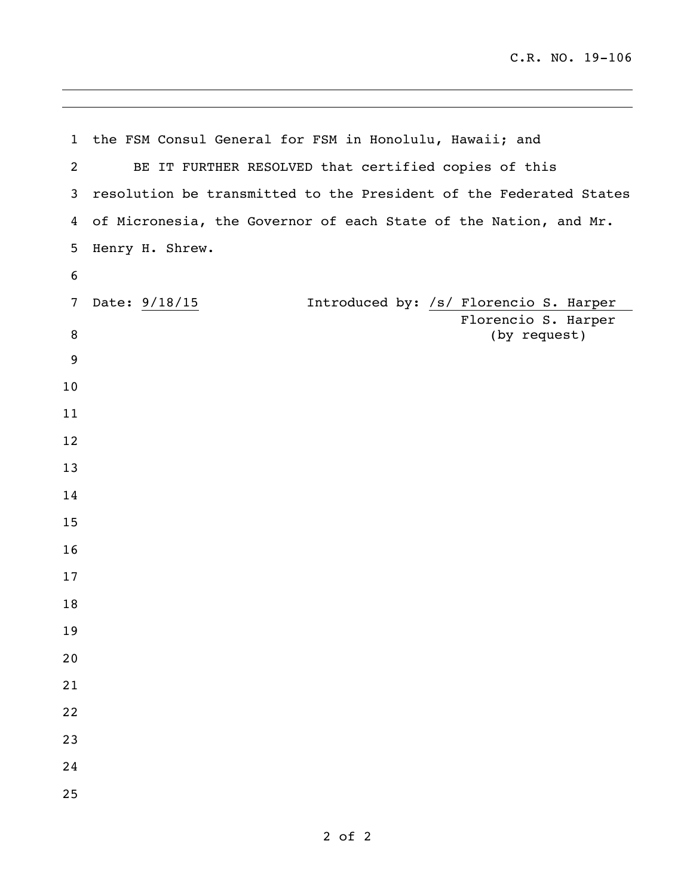the FSM Consul General for FSM in Honolulu, Hawaii; and

BE IT FURTHER RESOLVED that certified copies of this resolution be transmitted to the President of the Federated States of Micronesia, the Governor of each State of the Nation, and Mr. Henry H. Shrew.

Date: 9/18/15

Introduced by: /s/ Florencio S. Harper
Florencio S. Harper
(by request)